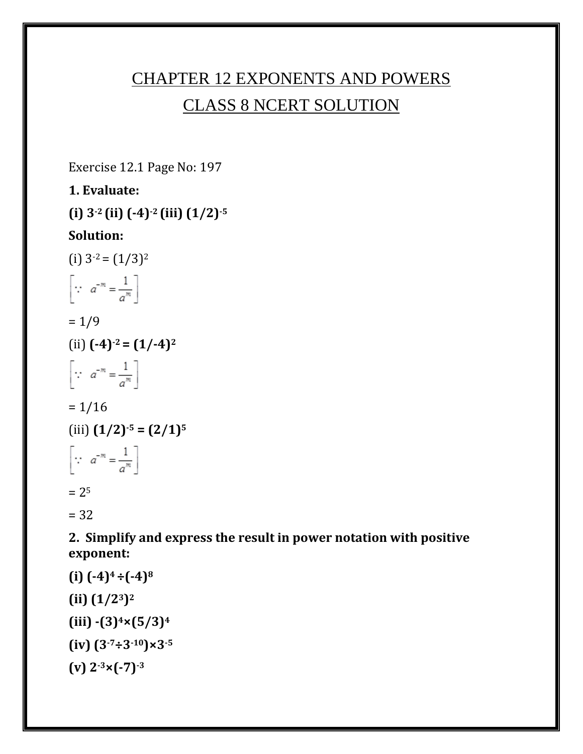# CHAPTER 12 EXPONENTS AND POWERS

## CLASS 8 NCERT SOLUTION

Exercise 12.1 Page No: 197

**1. Evaluate:**

**(i) $3^{-2}$ (ii) $(-4)^{-2}$ (iii) $(1/2)^{-5}$**

**Solution:**

(i) $3^{-2} = (1/3)^2$

$$\left[\because\ a^{-m} = \frac{1}{a^m}\right]$$

= 1/9

(ii) $(-4)^{-2} = (1/-4)^2$

$$\left[\because\ a^{-m} = \frac{1}{a^m}\right]$$

= 1/16

(iii) $(1/2)^{-5} = (2/1)^5$

$$\left[\because\ a^{-m} = \frac{1}{a^m}\right]$$

= $2^5$

= 32

**2. Simplify and express the result in power notation with positive exponent:**

**(i) $(-4)^4 \div (-4)^8$**

**(ii) $(1/2^3)^2$**

**(iii) $-(3)^4 \times (5/3)^4$**

**(iv) $(3^{-7} \div 3^{-10}) \times 3^{-5}$**

**(v) $2^{-3} \times (-7)^{-3}$**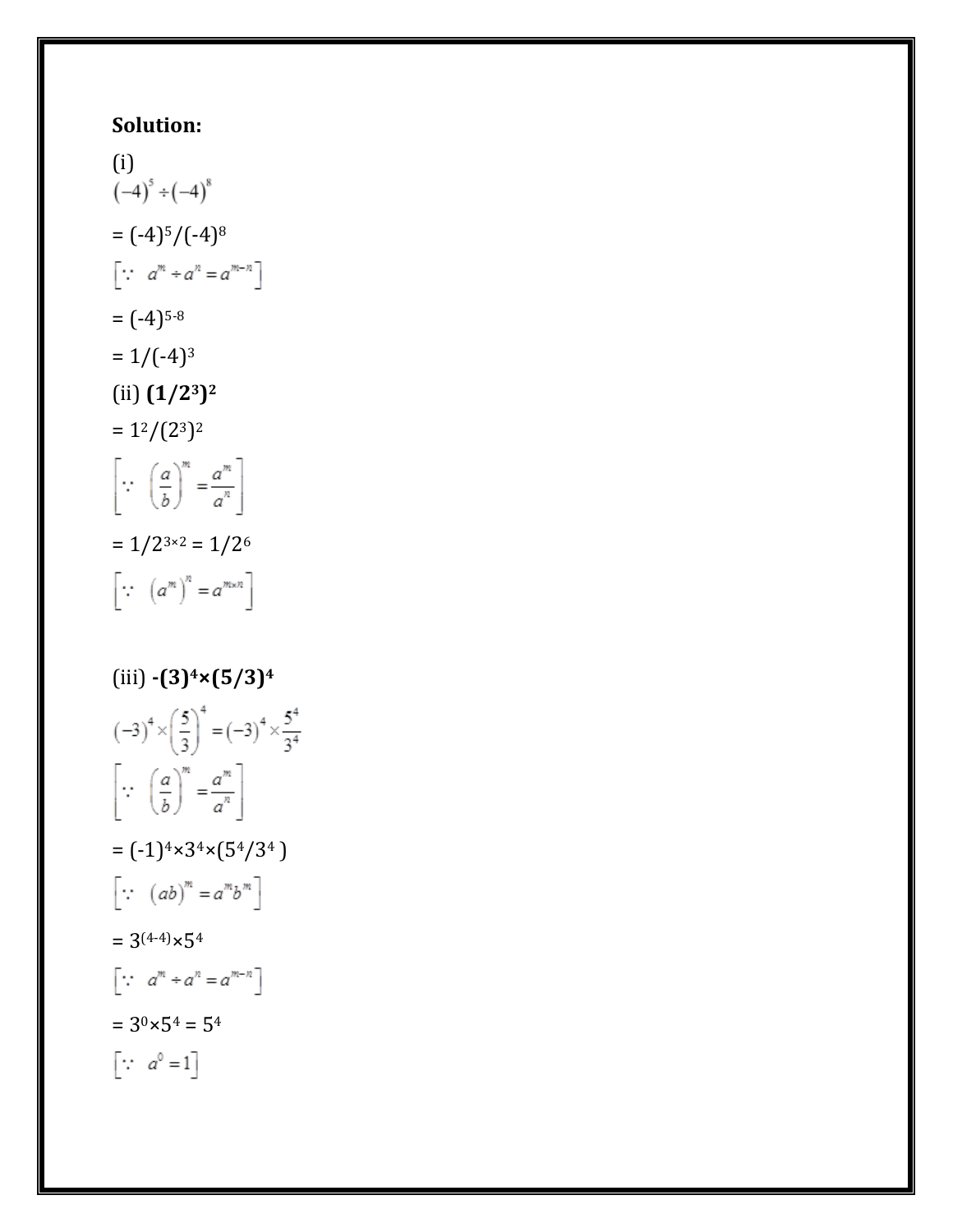**Solution:**

(i)

$$(-4)^5 \div (-4)^8$$

$= (-4)^5/(-4)^8$

$$\left[\because\ a^m \div a^n = a^{m-n}\right]$$

$= (-4)^{5-8}$

$= 1/(-4)^3$

(ii) $\mathbf{(1/2^3)^2}$

$= 1^2/(2^3)^2$

$$\left[\because\ \left(\frac{a}{b}\right)^m = \frac{a^m}{a^n}\right]$$

$= 1/2^{3\times2} = 1/2^6$

$$\left[\because\ \left(a^m\right)^n = a^{m\times n}\right]$$

(iii) $\mathbf{-(3)^4\times(5/3)^4}$

$$(-3)^4 \times \left(\frac{5}{3}\right)^4 = (-3)^4 \times \frac{5^4}{3^4}$$

$$\left[\because\ \left(\frac{a}{b}\right)^m = \frac{a^m}{a^n}\right]$$

$= (-1)^4\times3^4\times(5^4/3^4\ )$

$$\left[\because\ (ab)^m = a^m b^m\right]$$

$= 3^{(4-4)}\times5^4$

$$\left[\because\ a^m \div a^n = a^{m-n}\right]$$

$= 3^0\times5^4 = 5^4$

$$\left[\because\ a^0 = 1\right]$$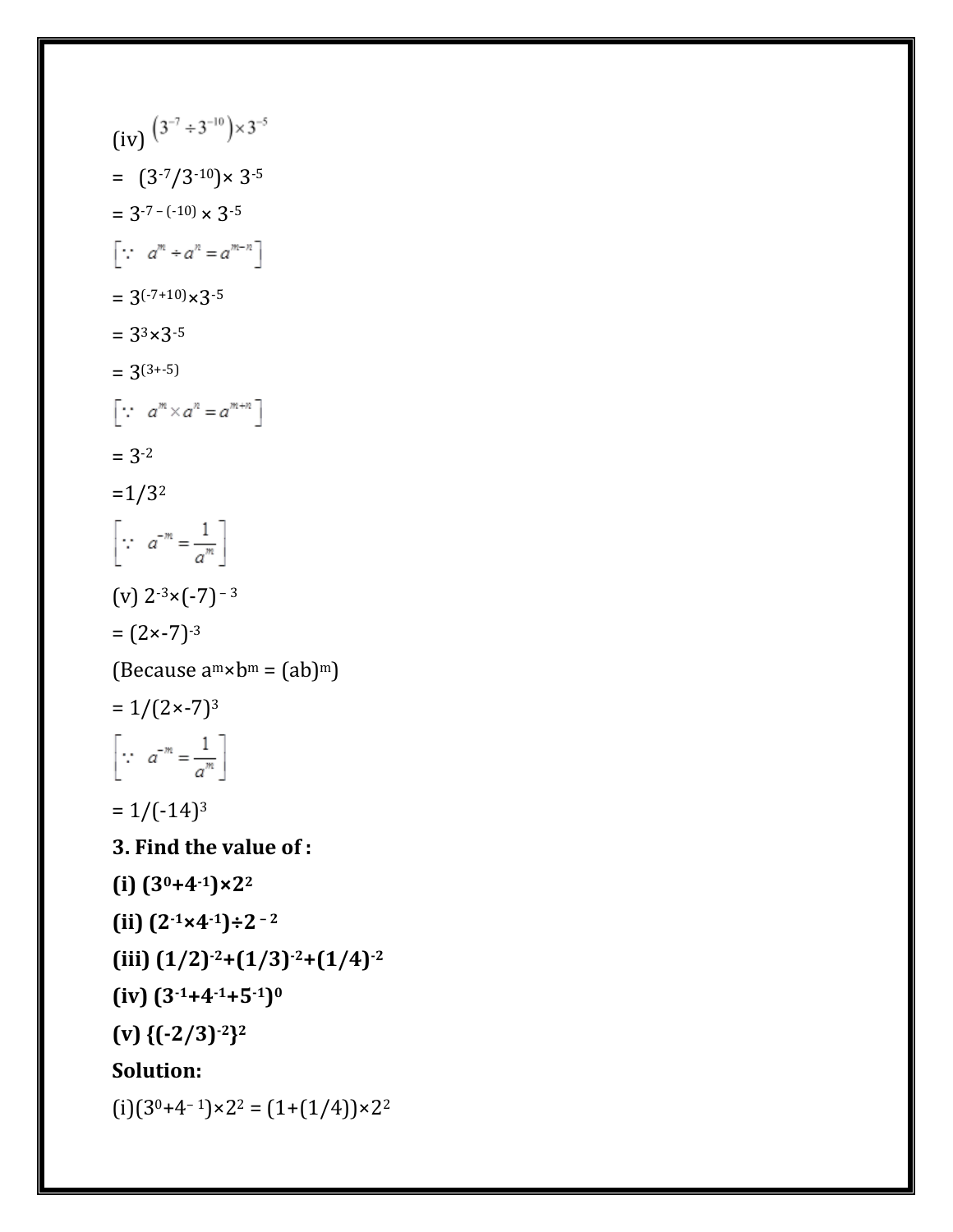(iv) $\left(3^{-7} \div 3^{-10}\right) \times 3^{-5}$

$= (3^{-7}/3^{-10}) \times 3^{-5}$

$= 3^{-7-(-10)} \times 3^{-5}$

$\left[\because\ a^m \div a^n = a^{m-n}\right]$

$= 3^{(-7+10)} \times 3^{-5}$

$= 3^3 \times 3^{-5}$

$= 3^{(3+-5)}$

$\left[\because\ a^m \times a^n = a^{m+n}\right]$

$= 3^{-2}$

$= 1/3^2$

$\left[\because\ a^{-m} = \frac{1}{a^m}\right]$

(v) $2^{-3} \times (-7)^{-3}$

$= (2 \times -7)^{-3}$

(Because $a^m \times b^m = (ab)^m$)

$= 1/(2 \times -7)^3$

$\left[\because\ a^{-m} = \frac{1}{a^m}\right]$

$= 1/(-14)^3$

**3. Find the value of :**

**(i) $(3^0+4^{-1}) \times 2^2$**

**(ii) $(2^{-1} \times 4^{-1}) \div 2^{-2}$**

**(iii) $(1/2)^{-2}+(1/3)^{-2}+(1/4)^{-2}$**

**(iv) $(3^{-1}+4^{-1}+5^{-1})^0$**

**(v) $\{(-2/3)^{-2}\}^2$**

**Solution:**

(i) $(3^0+4^{-1}) \times 2^2 = (1+(1/4)) \times 2^2$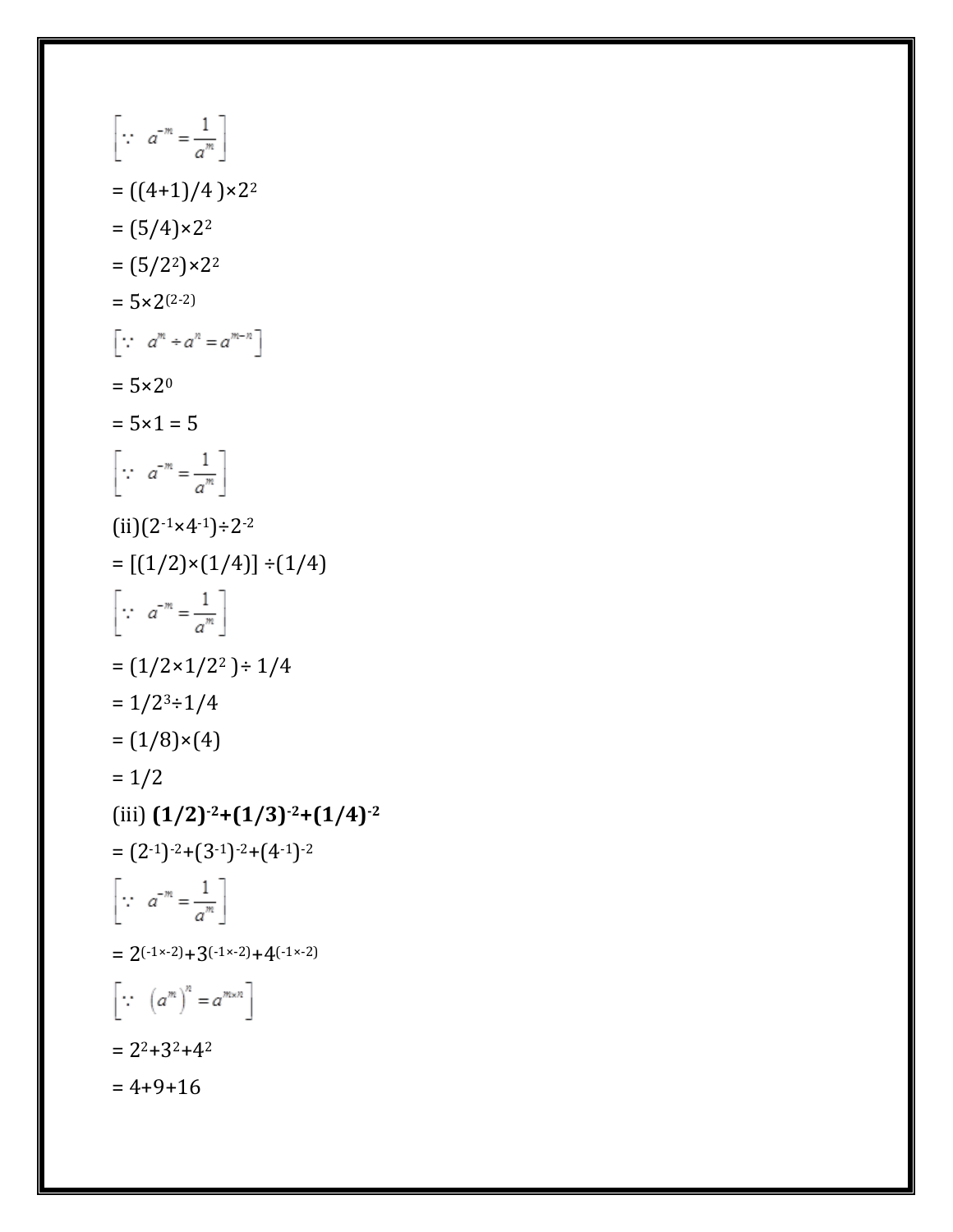$$\left[\because \ a^{-m} = \frac{1}{a^m}\right]$$

$= ((4+1)/4)\times 2^2$

$= (5/4)\times 2^2$

$= (5/2^2)\times 2^2$

$= 5\times 2^{(2-2)}$

$$\left[\because \ a^m \div a^n = a^{m-n}\right]$$

$= 5\times 2^0$

$= 5\times 1 = 5$

$$\left[\because \ a^{-m} = \frac{1}{a^m}\right]$$

(ii) $(2^{-1}\times 4^{-1})\div 2^{-2}$

$= [(1/2)\times(1/4)] \div(1/4)$

$$\left[\because \ a^{-m} = \frac{1}{a^m}\right]$$

$= (1/2\times 1/2^2) \div 1/4$

$= 1/2^3\div 1/4$

$= (1/8)\times(4)$

$= 1/2$

(iii) $\mathbf{(1/2)^{-2}+(1/3)^{-2}+(1/4)^{-2}}$

$= (2^{-1})^{-2}+(3^{-1})^{-2}+(4^{-1})^{-2}$

$$\left[\because \ a^{-m} = \frac{1}{a^m}\right]$$

$= 2^{(-1\times -2)}+3^{(-1\times -2)}+4^{(-1\times -2)}$

$$\left[\because \ \left(a^m\right)^n = a^{m\times n}\right]$$

$= 2^2+3^2+4^2$

$= 4+9+16$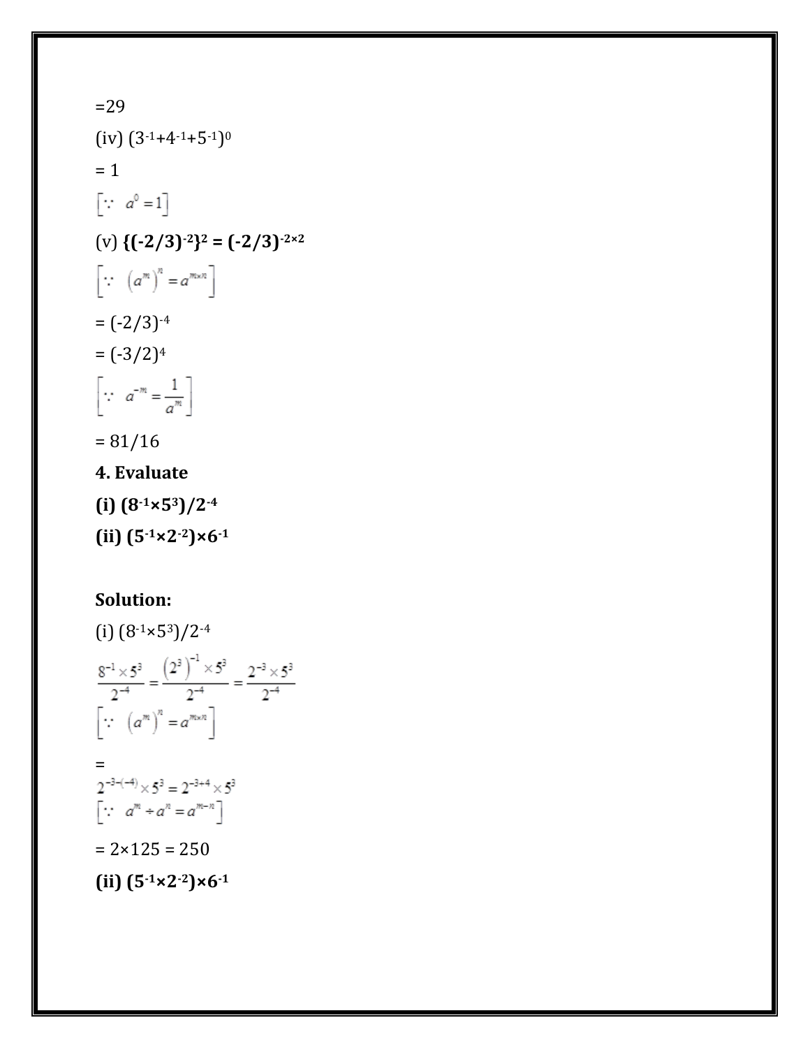=29

(iv) $(3^{-1}+4^{-1}+5^{-1})^0$

= 1

$\left[\because \; a^0 = 1\right]$

(v) **$\{(-2/3)^{-2}\}^2 = (-2/3)^{-2\times2}$**

$\left[\because \; \left(a^m\right)^n = a^{m\times n}\right]$

$= (-2/3)^{-4}$

$= (-3/2)^4$

$\left[\because \; a^{-m} = \frac{1}{a^m}\right]$

= 81/16

**4. Evaluate**

**(i) $(8^{-1}\times5^3)/2^{-4}$**

**(ii) $(5^{-1}\times2^{-2})\times6^{-1}$**

**Solution:**

(i) $(8^{-1}\times5^3)/2^{-4}$

$$\frac{8^{-1}\times5^3}{2^{-4}} = \frac{\left(2^3\right)^{-1}\times5^3}{2^{-4}} = \frac{2^{-3}\times5^3}{2^{-4}}$$

$\left[\because \; \left(a^m\right)^n = a^{m\times n}\right]$

=

$2^{-3-(-4)}\times5^3 = 2^{-3+4}\times5^3$

$\left[\because \; a^m \div a^n = a^{m-n}\right]$

= 2×125 = 250

**(ii) $(5^{-1}\times2^{-2})\times6^{-1}$**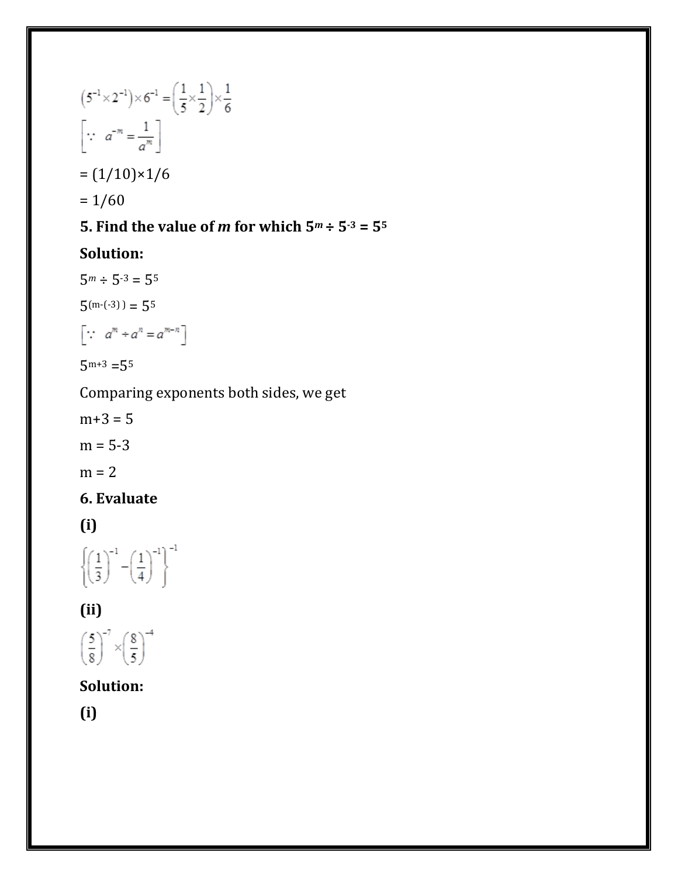$$\left(5^{-1}\times2^{-1}\right)\times6^{-1}=\left(\frac{1}{5}\times\frac{1}{2}\right)\times\frac{1}{6}$$

$$\left[\because\ a^{-m}=\frac{1}{a^m}\right]$$

= (1/10)×1/6

= 1/60

**5. Find the value of *m* for which $5^m \div 5^{-3} = 5^5$**

**Solution:**

$5^m \div 5^{-3} = 5^5$

$5^{(m-(-3))} = 5^5$

$$\left[\because\ a^m \div a^n = a^{m-n}\right]$$

$5^{m+3} = 5^5$

Comparing exponents both sides, we get

m+3 = 5

m = 5-3

m = 2

**6. Evaluate**

**(i)**

$$\left\{\left(\frac{1}{3}\right)^{-1}-\left(\frac{1}{4}\right)^{-1}\right\}^{-1}$$

**(ii)**

$$\left(\frac{5}{8}\right)^{-7}\times\left(\frac{8}{5}\right)^{-4}$$

**Solution:**

**(i)**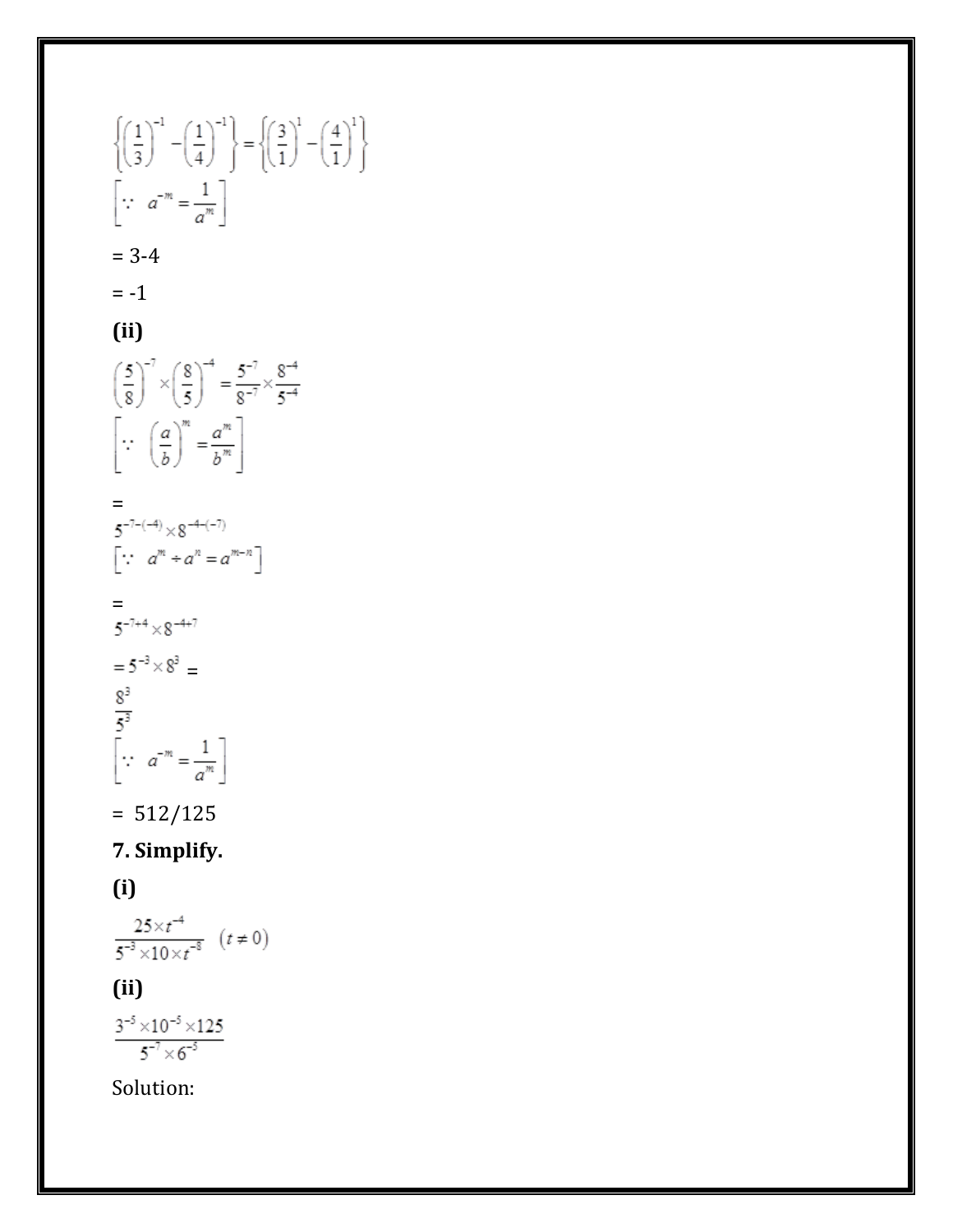$$\left\{\left(\frac{1}{3}\right)^{-1} - \left(\frac{1}{4}\right)^{-1}\right\} = \left\{\left(\frac{3}{1}\right)^{1} - \left(\frac{4}{1}\right)^{1}\right\}$$

$$\left[\because \ a^{-m} = \frac{1}{a^m}\right]$$

= 3-4

= -1

**(ii)**

$$\left(\frac{5}{8}\right)^{-7} \times \left(\frac{8}{5}\right)^{-4} = \frac{5^{-7}}{8^{-7}} \times \frac{8^{-4}}{5^{-4}}$$

$$\left[\because \ \left(\frac{a}{b}\right)^{m} = \frac{a^m}{b^m}\right]$$

=

$$5^{-7-(-4)} \times 8^{-4-(-7)}$$

$$\left[\because \ a^m \div a^n = a^{m-n}\right]$$

=

$$5^{-7+4} \times 8^{-4+7}$$

$$= 5^{-3} \times 8^{3} =$$

$$\frac{8^3}{5^3}$$

$$\left[\because \ a^{-m} = \frac{1}{a^m}\right]$$

= 512/125

**7. Simplify.**

**(i)**

$$\frac{25 \times t^{-4}}{5^{-3} \times 10 \times t^{-8}} \quad (t \neq 0)$$

**(ii)**

$$\frac{3^{-5} \times 10^{-5} \times 125}{5^{-7} \times 6^{-5}}$$

Solution: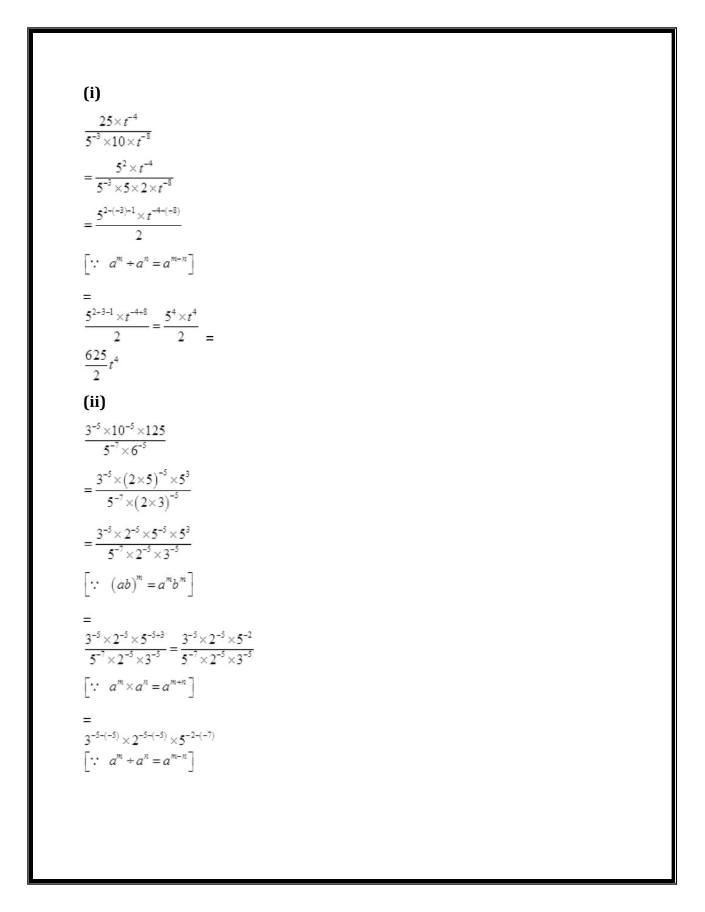**(i)**

$$\frac{25\times t^{-4}}{5^{-3}\times 10\times t^{-8}}$$

$$=\frac{5^{2}\times t^{-4}}{5^{-3}\times 5\times 2\times t^{-8}}$$

$$=\frac{5^{2-(-3)-1}\times t^{-4-(-8)}}{2}$$

$$\left[\because\ a^{m}\div a^{n}=a^{m-n}\right]$$

=

$$\frac{5^{2+3-1}\times t^{-4+8}}{2}=\frac{5^{4}\times t^{4}}{2}=$$

$$\frac{625}{2}t^{4}$$

**(ii)**

$$\frac{3^{-5}\times 10^{-5}\times 125}{5^{-7}\times 6^{-5}}$$

$$=\frac{3^{-5}\times(2\times 5)^{-5}\times 5^{3}}{5^{-7}\times(2\times 3)^{-5}}$$

$$=\frac{3^{-5}\times 2^{-5}\times 5^{-5}\times 5^{3}}{5^{-7}\times 2^{-5}\times 3^{-5}}$$

$$\left[\because\ (ab)^{m}=a^{m}b^{m}\right]$$

=

$$\frac{3^{-5}\times 2^{-5}\times 5^{-5+3}}{5^{-7}\times 2^{-5}\times 3^{-5}}=\frac{3^{-5}\times 2^{-5}\times 5^{-2}}{5^{-7}\times 2^{-5}\times 3^{-5}}$$

$$\left[\because\ a^{m}\times a^{n}=a^{m+n}\right]$$

=

$$3^{-5-(-5)}\times 2^{-5-(-5)}\times 5^{-2-(-7)}$$

$$\left[\because\ a^{m}\div a^{n}=a^{m-n}\right]$$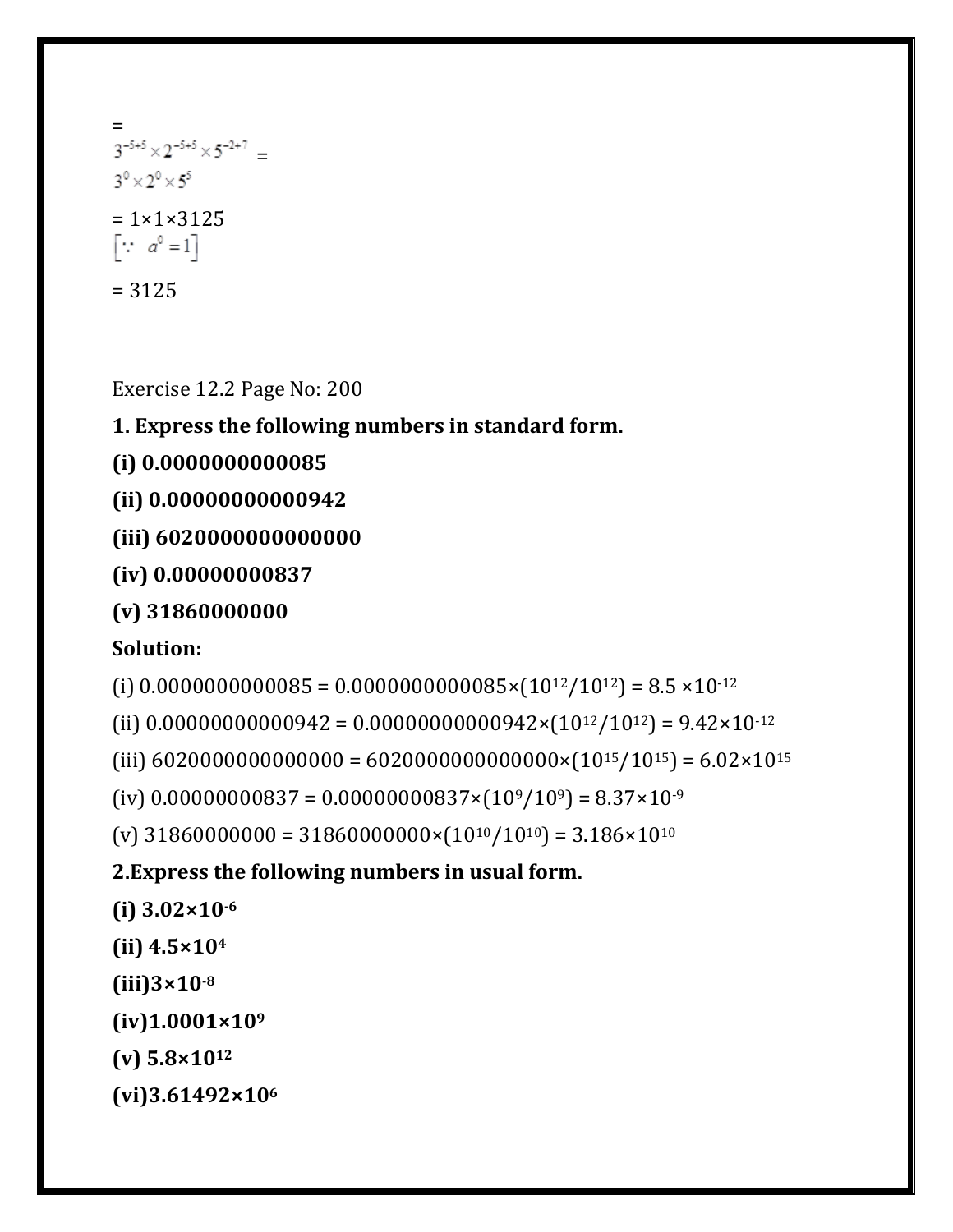=

$3^{-5+5} \times 2^{-5+5} \times 5^{-2+7}$ =

$3^0 \times 2^0 \times 5^5$

= 1×1×3125

$\left[\because \; a^0 = 1\right]$

= 3125

Exercise 12.2 Page No: 200

**1. Express the following numbers in standard form.**

**(i) 0.0000000000085**

**(ii) 0.00000000000942**

**(iii) 6020000000000000**

**(iv) 0.00000000837**

**(v) 31860000000**

**Solution:**

(i) 0.0000000000085 = 0.0000000000085×($10^{12}/10^{12}$) = 8.5 ×$10^{-12}$

(ii) 0.00000000000942 = 0.00000000000942×($10^{12}/10^{12}$) = 9.42×$10^{-12}$

(iii) 6020000000000000 = 6020000000000000×($10^{15}/10^{15}$) = 6.02×$10^{15}$

(iv) 0.00000000837 = 0.00000000837×($10^{9}/10^{9}$) = 8.37×$10^{-9}$

(v) 31860000000 = 31860000000×($10^{10}/10^{10}$) = 3.186×$10^{10}$

**2.Express the following numbers in usual form.**

**(i) 3.02×$10^{-6}$**

**(ii) 4.5×$10^{4}$**

**(iii)3×$10^{-8}$**

**(iv)1.0001×$10^{9}$**

**(v) 5.8×$10^{12}$**

**(vi)3.61492×$10^{6}$**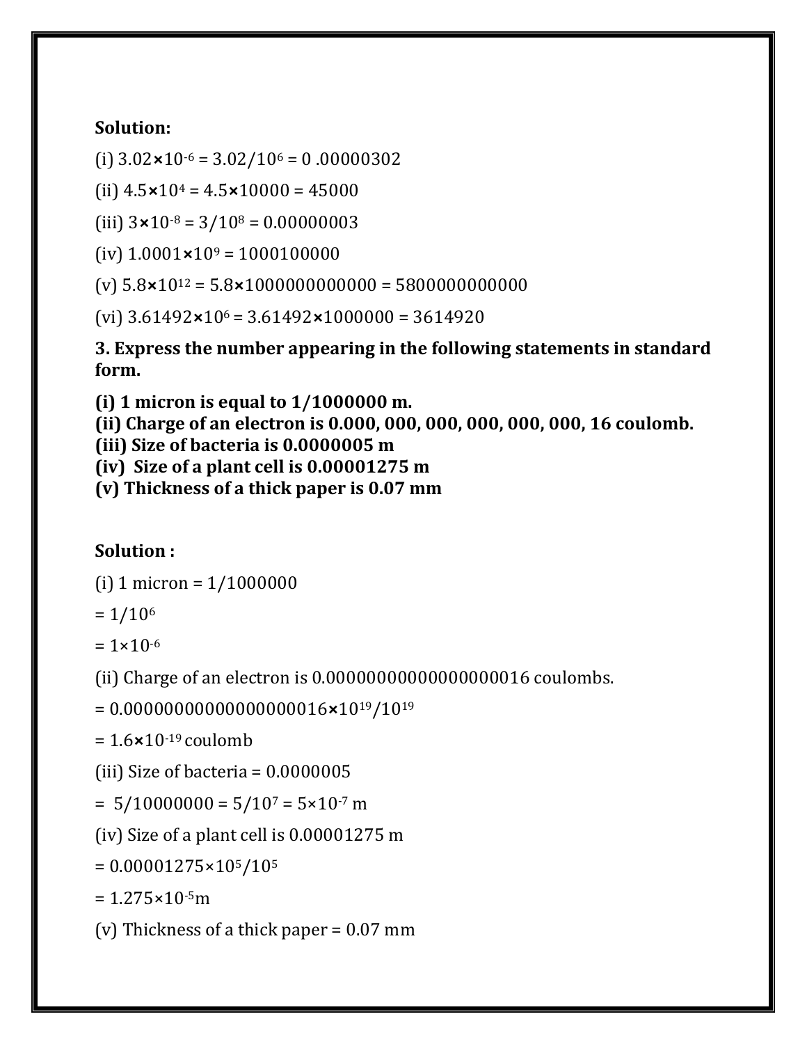**Solution:**

(i) $3.02 \times 10^{-6} = 3.02/10^{6} = 0.00000302$

(ii) $4.5 \times 10^{4} = 4.5 \times 10000 = 45000$

(iii) $3 \times 10^{-8} = 3/10^{8} = 0.00000003$

(iv) $1.0001 \times 10^{9} = 1000100000$

(v) $5.8 \times 10^{12} = 5.8 \times 1000000000000 = 5800000000000$

(vi) $3.61492 \times 10^{6} = 3.61492 \times 1000000 = 3614920$

**3. Express the number appearing in the following statements in standard form.**

**(i) 1 micron is equal to 1/1000000 m.**
**(ii) Charge of an electron is 0.000, 000, 000, 000, 000, 000, 16 coulomb.**
**(iii) Size of bacteria is 0.0000005 m**
**(iv) Size of a plant cell is 0.00001275 m**
**(v) Thickness of a thick paper is 0.07 mm**

**Solution :**

(i) 1 micron = 1/1000000

$= 1/10^{6}$

$= 1 \times 10^{-6}$

(ii) Charge of an electron is 0.00000000000000000016 coulombs.

$= 0.00000000000000000016 \times 10^{19}/10^{19}$

$= 1.6 \times 10^{-19}$ coulomb

(iii) Size of bacteria = 0.0000005

$= 5/10000000 = 5/10^{7} = 5 \times 10^{-7}$ m

(iv) Size of a plant cell is 0.00001275 m

$= 0.00001275 \times 10^{5}/10^{5}$

$= 1.275 \times 10^{-5}$m

(v) Thickness of a thick paper = 0.07 mm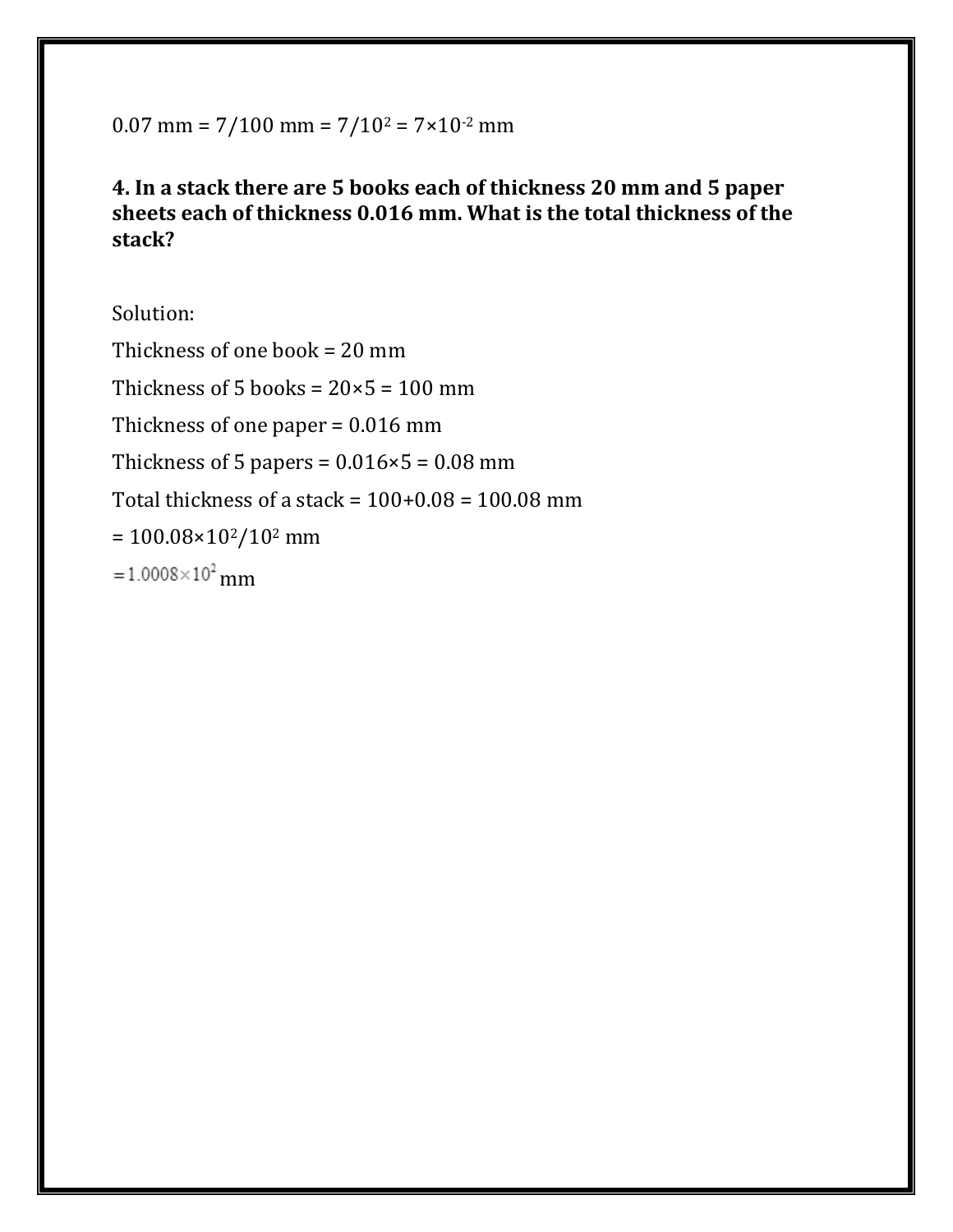0.07 mm = 7/100 mm = $7/10^2$ = $7\times10^{-2}$ mm

**4. In a stack there are 5 books each of thickness 20 mm and 5 paper sheets each of thickness 0.016 mm. What is the total thickness of the stack?**

Solution:

Thickness of one book = 20 mm

Thickness of 5 books = 20×5 = 100 mm

Thickness of one paper = 0.016 mm

Thickness of 5 papers = 0.016×5 = 0.08 mm

Total thickness of a stack = 100+0.08 = 100.08 mm

= $100.08\times10^2/10^2$ mm

$= 1.0008 \times 10^2$ mm